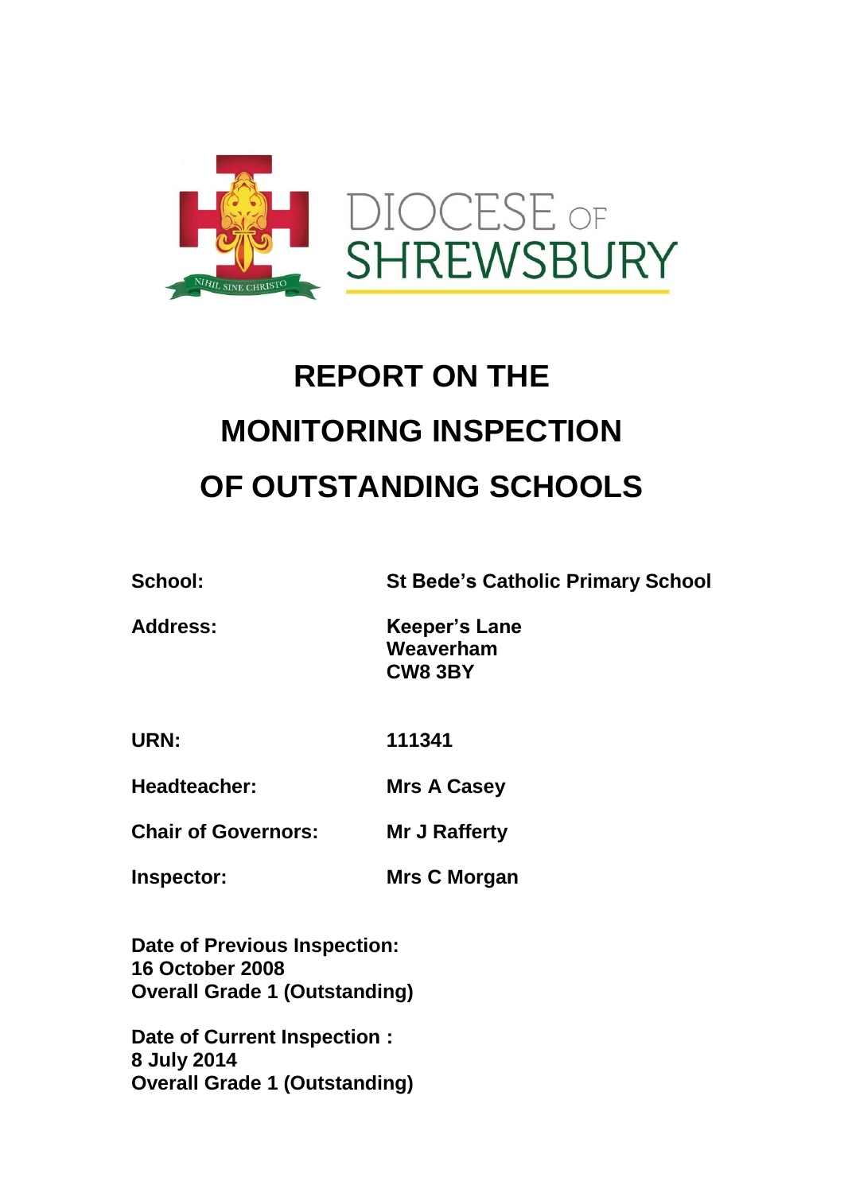DIOCESE OF SHREWSBURY

NIHIL SINE CHRISTO

# REPORT ON THE MONITORING INSPECTION OF OUTSTANDING SCHOOLS

| | |
|---|---|
| **School:** | **St Bede's Catholic Primary School** |
| **Address:** | **Keeper's Lane**<br>**Weaverham**<br>**CW8 3BY** |
| **URN:** | **111341** |
| **Headteacher:** | **Mrs A Casey** |
| **Chair of Governors:** | **Mr J Rafferty** |
| **Inspector:** | **Mrs C Morgan** |

**Date of Previous Inspection:**
**16 October 2008**
**Overall Grade 1 (Outstanding)**

**Date of Current Inspection :**
**8 July 2014**
**Overall Grade 1 (Outstanding)**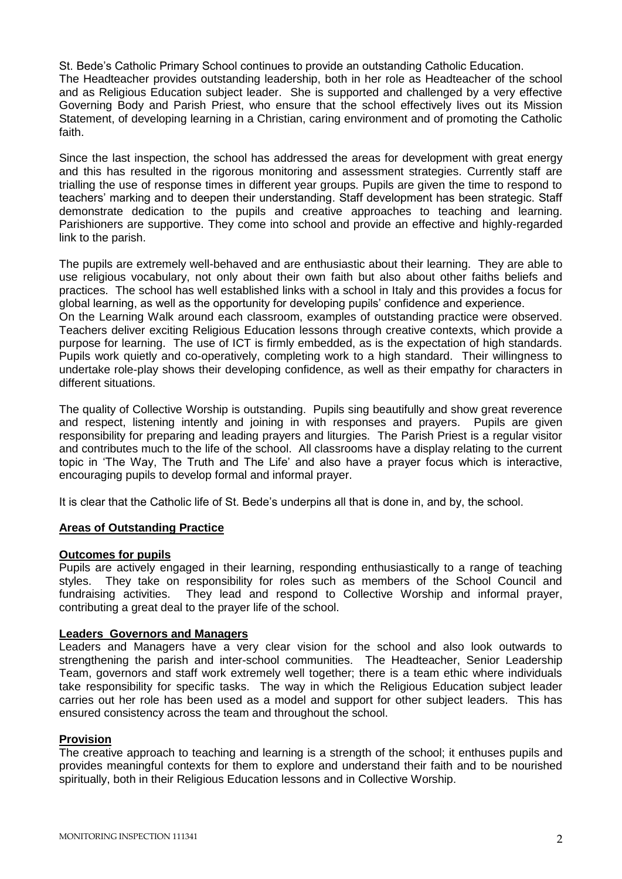St. Bede's Catholic Primary School continues to provide an outstanding Catholic Education. The Headteacher provides outstanding leadership, both in her role as Headteacher of the school and as Religious Education subject leader. She is supported and challenged by a very effective Governing Body and Parish Priest, who ensure that the school effectively lives out its Mission Statement, of developing learning in a Christian, caring environment and of promoting the Catholic faith.

Since the last inspection, the school has addressed the areas for development with great energy and this has resulted in the rigorous monitoring and assessment strategies. Currently staff are trialling the use of response times in different year groups. Pupils are given the time to respond to teachers' marking and to deepen their understanding. Staff development has been strategic. Staff demonstrate dedication to the pupils and creative approaches to teaching and learning. Parishioners are supportive. They come into school and provide an effective and highly-regarded link to the parish.

The pupils are extremely well-behaved and are enthusiastic about their learning. They are able to use religious vocabulary, not only about their own faith but also about other faiths beliefs and practices. The school has well established links with a school in Italy and this provides a focus for global learning, as well as the opportunity for developing pupils' confidence and experience. On the Learning Walk around each classroom, examples of outstanding practice were observed. Teachers deliver exciting Religious Education lessons through creative contexts, which provide a purpose for learning. The use of ICT is firmly embedded, as is the expectation of high standards. Pupils work quietly and co-operatively, completing work to a high standard. Their willingness to undertake role-play shows their developing confidence, as well as their empathy for characters in different situations.

The quality of Collective Worship is outstanding. Pupils sing beautifully and show great reverence and respect, listening intently and joining in with responses and prayers. Pupils are given responsibility for preparing and leading prayers and liturgies. The Parish Priest is a regular visitor and contributes much to the life of the school. All classrooms have a display relating to the current topic in 'The Way, The Truth and The Life' and also have a prayer focus which is interactive, encouraging pupils to develop formal and informal prayer.

It is clear that the Catholic life of St. Bede's underpins all that is done in, and by, the school.

**Areas of Outstanding Practice**

**Outcomes for pupils**

Pupils are actively engaged in their learning, responding enthusiastically to a range of teaching styles. They take on responsibility for roles such as members of the School Council and fundraising activities. They lead and respond to Collective Worship and informal prayer, contributing a great deal to the prayer life of the school.

**Leaders Governors and Managers**

Leaders and Managers have a very clear vision for the school and also look outwards to strengthening the parish and inter-school communities. The Headteacher, Senior Leadership Team, governors and staff work extremely well together; there is a team ethic where individuals take responsibility for specific tasks. The way in which the Religious Education subject leader carries out her role has been used as a model and support for other subject leaders. This has ensured consistency across the team and throughout the school.

**Provision**

The creative approach to teaching and learning is a strength of the school; it enthuses pupils and provides meaningful contexts for them to explore and understand their faith and to be nourished spiritually, both in their Religious Education lessons and in Collective Worship.